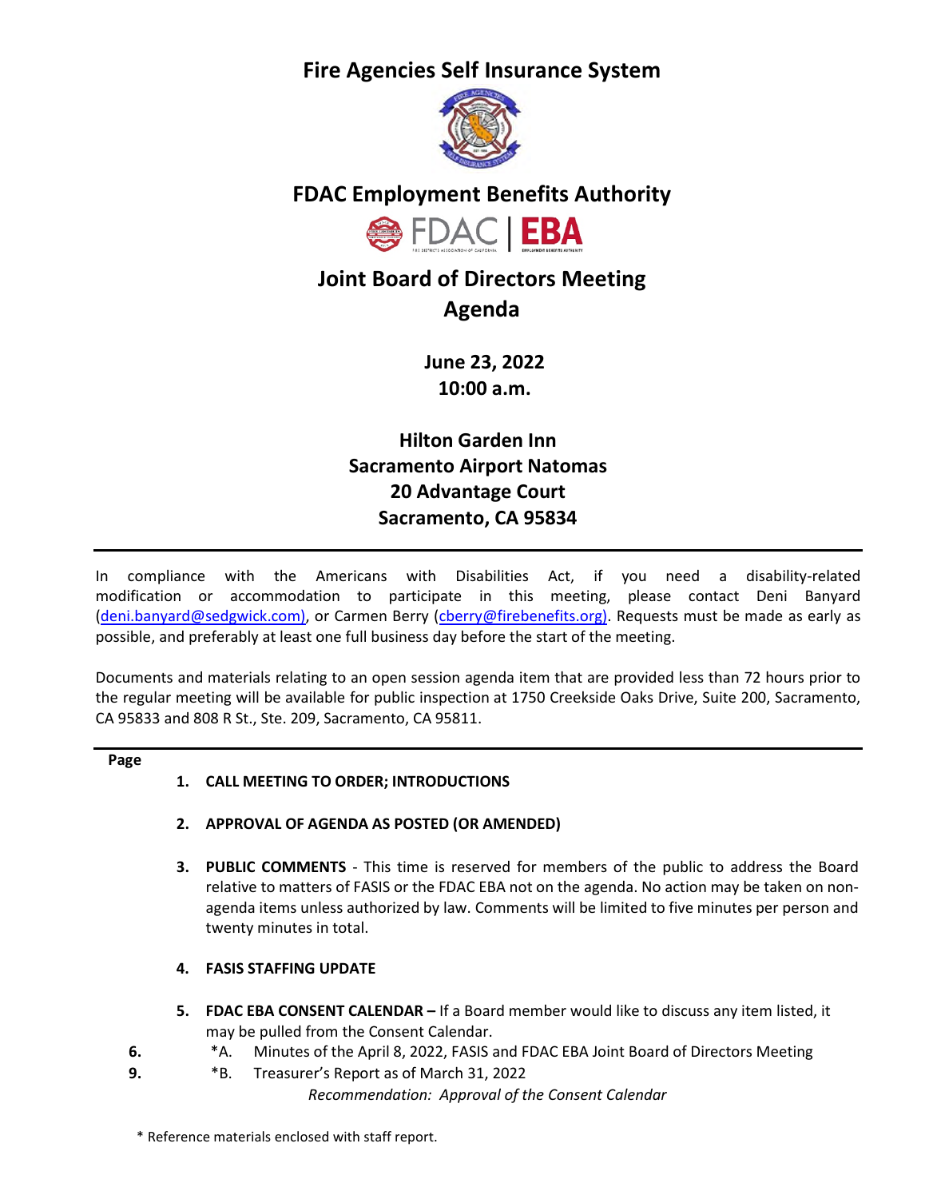# Fire Agencies Self Insurance System

## FDAC Employment Benefits Authority

## Joint Board of Directors Meeting Agenda

**June 23, 2022**
**10:00 a.m.**

**Hilton Garden Inn**
**Sacramento Airport Natomas**
**20 Advantage Court**
**Sacramento, CA 95834**

---

In compliance with the Americans with Disabilities Act, if you need a disability-related modification or accommodation to participate in this meeting, please contact Deni Banyard (deni.banyard@sedgwick.com), or Carmen Berry (cberry@firebenefits.org). Requests must be made as early as possible, and preferably at least one full business day before the start of the meeting.

Documents and materials relating to an open session agenda item that are provided less than 72 hours prior to the regular meeting will be available for public inspection at 1750 Creekside Oaks Drive, Suite 200, Sacramento, CA 95833 and 808 R St., Ste. 209, Sacramento, CA 95811.

---

**Page**

1. **CALL MEETING TO ORDER; INTRODUCTIONS**

2. **APPROVAL OF AGENDA AS POSTED (OR AMENDED)**

3. **PUBLIC COMMENTS** - This time is reserved for members of the public to address the Board relative to matters of FASIS or the FDAC EBA not on the agenda. No action may be taken on non-agenda items unless authorized by law. Comments will be limited to five minutes per person and twenty minutes in total.

4. **FASIS STAFFING UPDATE**

5. **FDAC EBA CONSENT CALENDAR –** If a Board member would like to discuss any item listed, it may be pulled from the Consent Calendar.

| Page | Item |
|---|---|
| 6. | *A. Minutes of the April 8, 2022, FASIS and FDAC EBA Joint Board of Directors Meeting |
| 9. | *B. Treasurer's Report as of March 31, 2022 |

*Recommendation: Approval of the Consent Calendar*

\* Reference materials enclosed with staff report.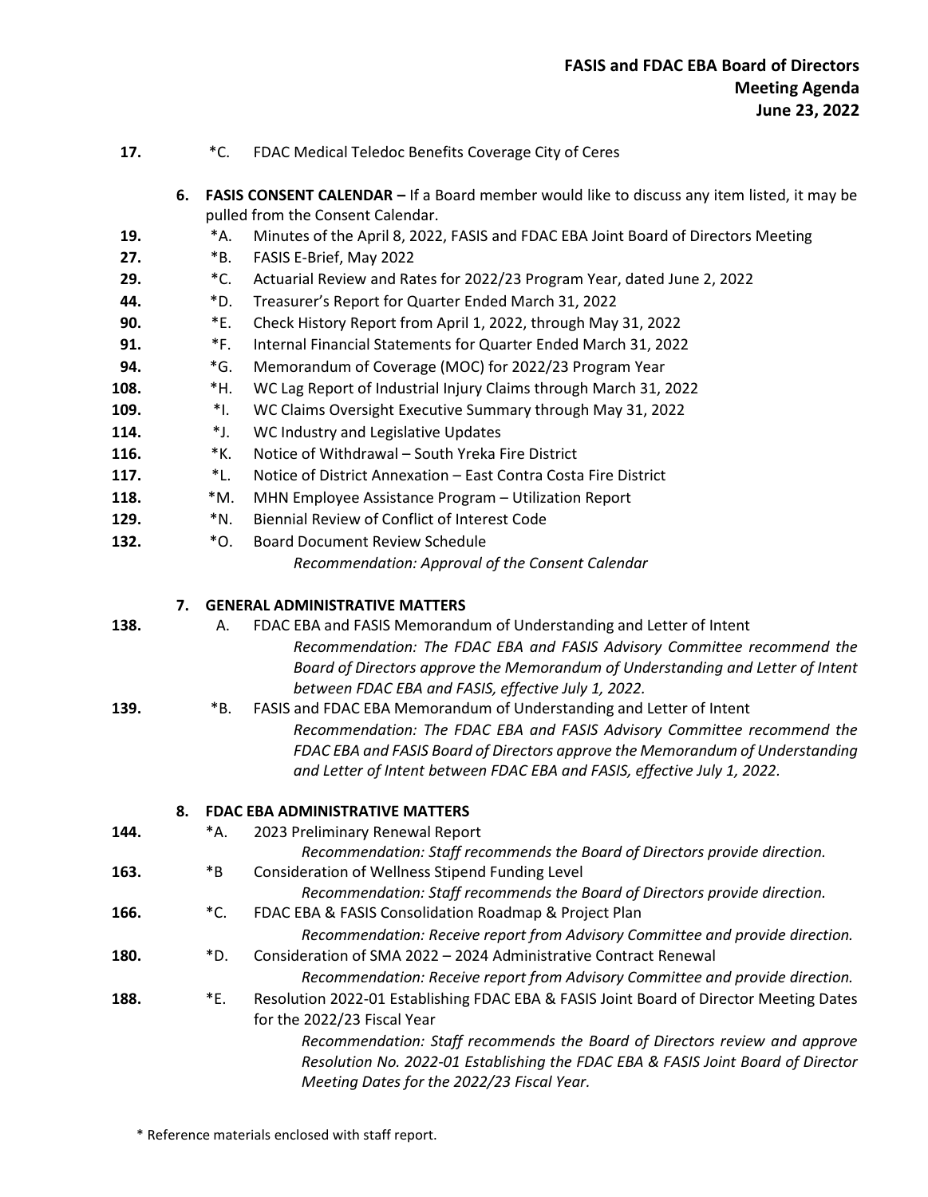| | | | |
|---|---|---|---|
| **17.** | | *C. | FDAC Medical Teledoc Benefits Coverage City of Ceres |

**6. FASIS CONSENT CALENDAR –** If a Board member would like to discuss any item listed, it may be pulled from the Consent Calendar.

| | | |
|---|---|---|
| **19.** | *A. | Minutes of the April 8, 2022, FASIS and FDAC EBA Joint Board of Directors Meeting |
| **27.** | *B. | FASIS E-Brief, May 2022 |
| **29.** | *C. | Actuarial Review and Rates for 2022/23 Program Year, dated June 2, 2022 |
| **44.** | *D. | Treasurer's Report for Quarter Ended March 31, 2022 |
| **90.** | *E. | Check History Report from April 1, 2022, through May 31, 2022 |
| **91.** | *F. | Internal Financial Statements for Quarter Ended March 31, 2022 |
| **94.** | *G. | Memorandum of Coverage (MOC) for 2022/23 Program Year |
| **108.** | *H. | WC Lag Report of Industrial Injury Claims through March 31, 2022 |
| **109.** | *I. | WC Claims Oversight Executive Summary through May 31, 2022 |
| **114.** | *J. | WC Industry and Legislative Updates |
| **116.** | *K. | Notice of Withdrawal – South Yreka Fire District |
| **117.** | *L. | Notice of District Annexation – East Contra Costa Fire District |
| **118.** | *M. | MHN Employee Assistance Program – Utilization Report |
| **129.** | *N. | Biennial Review of Conflict of Interest Code |
| **132.** | *O. | Board Document Review Schedule |

*Recommendation: Approval of the Consent Calendar*

**7. GENERAL ADMINISTRATIVE MATTERS**

**138.** A. FDAC EBA and FASIS Memorandum of Understanding and Letter of Intent

*Recommendation: The FDAC EBA and FASIS Advisory Committee recommend the Board of Directors approve the Memorandum of Understanding and Letter of Intent between FDAC EBA and FASIS, effective July 1, 2022.*

**139.** *B. FASIS and FDAC EBA Memorandum of Understanding and Letter of Intent

*Recommendation: The FDAC EBA and FASIS Advisory Committee recommend the FDAC EBA and FASIS Board of Directors approve the Memorandum of Understanding and Letter of Intent between FDAC EBA and FASIS, effective July 1, 2022.*

**8. FDAC EBA ADMINISTRATIVE MATTERS**

**144.** *A. 2023 Preliminary Renewal Report

*Recommendation: Staff recommends the Board of Directors provide direction.*

**163.** *B Consideration of Wellness Stipend Funding Level

*Recommendation: Staff recommends the Board of Directors provide direction.*

**166.** *C. FDAC EBA & FASIS Consolidation Roadmap & Project Plan

*Recommendation: Receive report from Advisory Committee and provide direction.*

**180.** *D. Consideration of SMA 2022 – 2024 Administrative Contract Renewal

*Recommendation: Receive report from Advisory Committee and provide direction.*

**188.** *E. Resolution 2022-01 Establishing FDAC EBA & FASIS Joint Board of Director Meeting Dates for the 2022/23 Fiscal Year

*Recommendation: Staff recommends the Board of Directors review and approve Resolution No. 2022-01 Establishing the FDAC EBA & FASIS Joint Board of Director Meeting Dates for the 2022/23 Fiscal Year.*

\* Reference materials enclosed with staff report.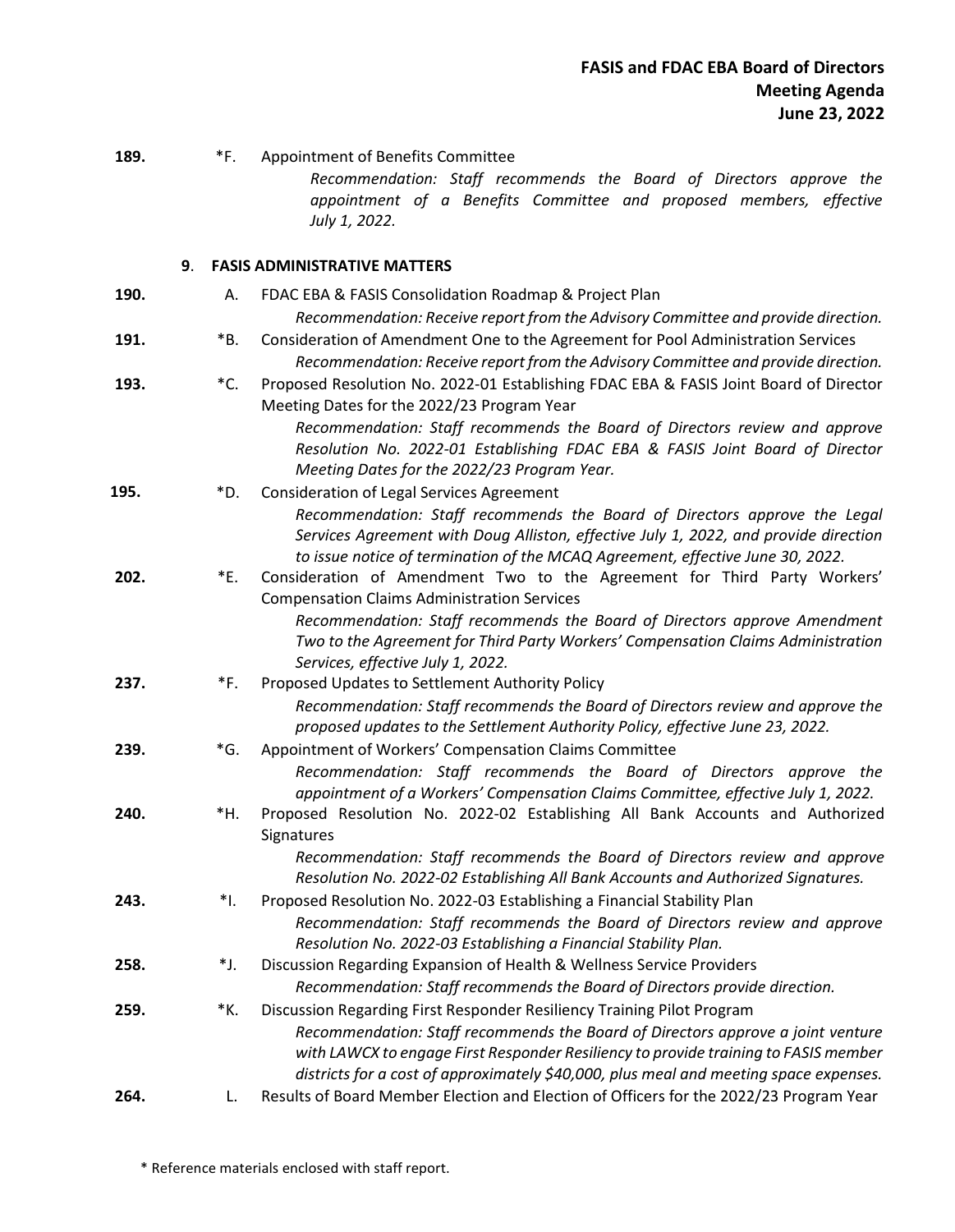**189.** *F. Appointment of Benefits Committee

*Recommendation: Staff recommends the Board of Directors approve the appointment of a Benefits Committee and proposed members, effective July 1, 2022.*

## 9. FASIS ADMINISTRATIVE MATTERS

**190.** A. FDAC EBA & FASIS Consolidation Roadmap & Project Plan

*Recommendation: Receive report from the Advisory Committee and provide direction.*

**191.** *B. Consideration of Amendment One to the Agreement for Pool Administration Services

*Recommendation: Receive report from the Advisory Committee and provide direction.*

**193.** *C. Proposed Resolution No. 2022-01 Establishing FDAC EBA & FASIS Joint Board of Director Meeting Dates for the 2022/23 Program Year

*Recommendation: Staff recommends the Board of Directors review and approve Resolution No. 2022-01 Establishing FDAC EBA & FASIS Joint Board of Director Meeting Dates for the 2022/23 Program Year.*

**195.** *D. Consideration of Legal Services Agreement

*Recommendation: Staff recommends the Board of Directors approve the Legal Services Agreement with Doug Alliston, effective July 1, 2022, and provide direction to issue notice of termination of the MCAQ Agreement, effective June 30, 2022.*

**202.** *E. Consideration of Amendment Two to the Agreement for Third Party Workers' Compensation Claims Administration Services

*Recommendation: Staff recommends the Board of Directors approve Amendment Two to the Agreement for Third Party Workers' Compensation Claims Administration Services, effective July 1, 2022.*

**237.** *F. Proposed Updates to Settlement Authority Policy

*Recommendation: Staff recommends the Board of Directors review and approve the proposed updates to the Settlement Authority Policy, effective June 23, 2022.*

**239.** *G. Appointment of Workers' Compensation Claims Committee

*Recommendation: Staff recommends the Board of Directors approve the appointment of a Workers' Compensation Claims Committee, effective July 1, 2022.*

**240.** *H. Proposed Resolution No. 2022-02 Establishing All Bank Accounts and Authorized Signatures

*Recommendation: Staff recommends the Board of Directors review and approve Resolution No. 2022-02 Establishing All Bank Accounts and Authorized Signatures.*

**243.** *I. Proposed Resolution No. 2022-03 Establishing a Financial Stability Plan

*Recommendation: Staff recommends the Board of Directors review and approve Resolution No. 2022-03 Establishing a Financial Stability Plan.*

**258.** *J. Discussion Regarding Expansion of Health & Wellness Service Providers

*Recommendation: Staff recommends the Board of Directors provide direction.*

**259.** *K. Discussion Regarding First Responder Resiliency Training Pilot Program

*Recommendation: Staff recommends the Board of Directors approve a joint venture with LAWCX to engage First Responder Resiliency to provide training to FASIS member districts for a cost of approximately $40,000, plus meal and meeting space expenses.*

**264.** L. Results of Board Member Election and Election of Officers for the 2022/23 Program Year

\* Reference materials enclosed with staff report.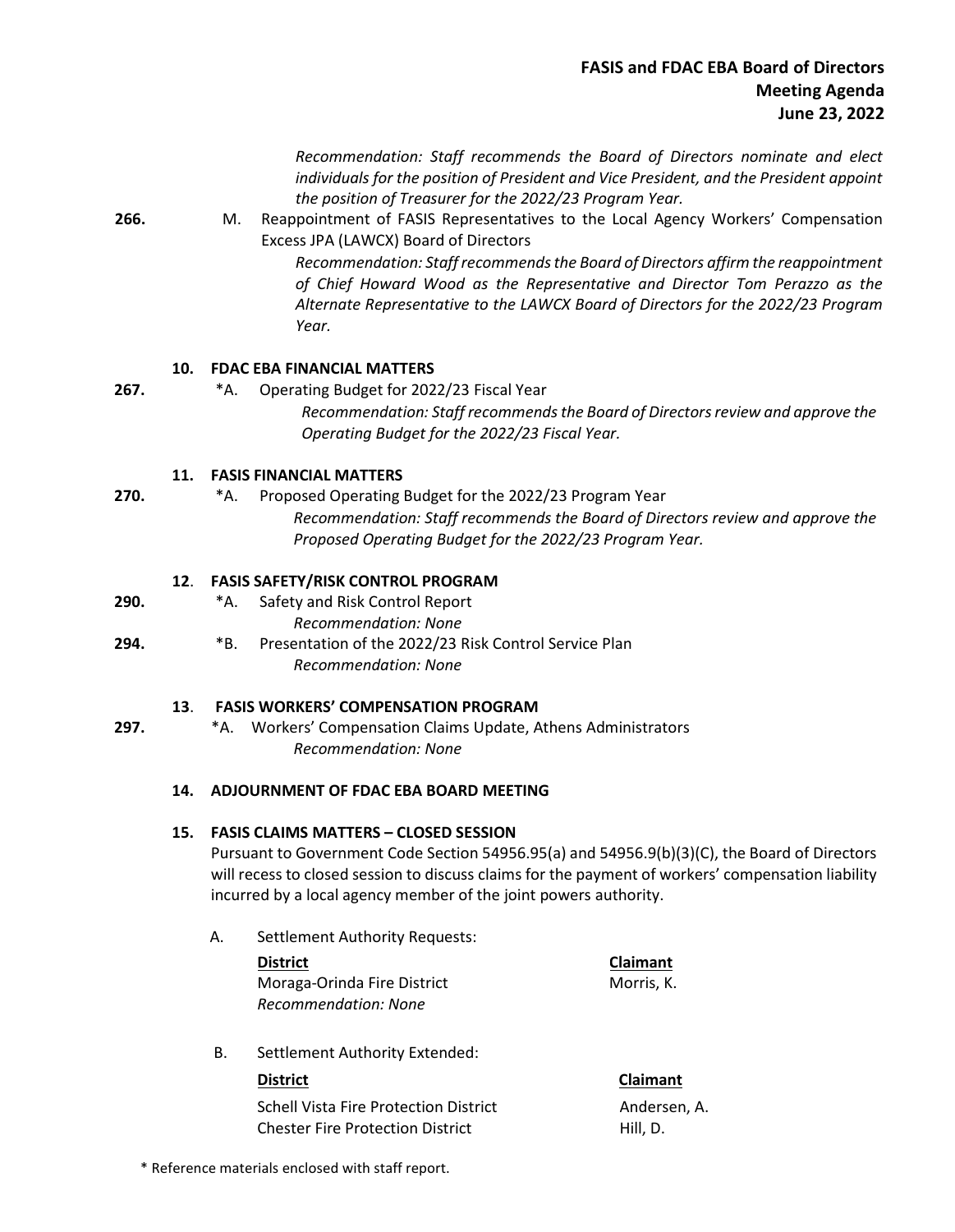*Recommendation: Staff recommends the Board of Directors nominate and elect individuals for the position of President and Vice President, and the President appoint the position of Treasurer for the 2022/23 Program Year.*

**266.** M. Reappointment of FASIS Representatives to the Local Agency Workers' Compensation Excess JPA (LAWCX) Board of Directors

*Recommendation: Staff recommends the Board of Directors affirm the reappointment of Chief Howard Wood as the Representative and Director Tom Perazzo as the Alternate Representative to the LAWCX Board of Directors for the 2022/23 Program Year.*

**10. FDAC EBA FINANCIAL MATTERS**

**267.** *A. Operating Budget for 2022/23 Fiscal Year

*Recommendation: Staff recommends the Board of Directors review and approve the Operating Budget for the 2022/23 Fiscal Year.*

**11. FASIS FINANCIAL MATTERS**

**270.** *A. Proposed Operating Budget for the 2022/23 Program Year

*Recommendation: Staff recommends the Board of Directors review and approve the Proposed Operating Budget for the 2022/23 Program Year.*

**12. FASIS SAFETY/RISK CONTROL PROGRAM**

**290.** *A. Safety and Risk Control Report

*Recommendation: None*

**294.** *B. Presentation of the 2022/23 Risk Control Service Plan

*Recommendation: None*

**13. FASIS WORKERS' COMPENSATION PROGRAM**

**297.** *A. Workers' Compensation Claims Update, Athens Administrators

*Recommendation: None*

**14. ADJOURNMENT OF FDAC EBA BOARD MEETING**

**15. FASIS CLAIMS MATTERS – CLOSED SESSION**

Pursuant to Government Code Section 54956.95(a) and 54956.9(b)(3)(C), the Board of Directors will recess to closed session to discuss claims for the payment of workers' compensation liability incurred by a local agency member of the joint powers authority.

A. Settlement Authority Requests:

| **District** | **Claimant** |
|---|---|
| Moraga-Orinda Fire District | Morris, K. |

*Recommendation: None*

B. Settlement Authority Extended:

| **District** | **Claimant** |
|---|---|
| Schell Vista Fire Protection District | Andersen, A. |
| Chester Fire Protection District | Hill, D. |

* Reference materials enclosed with staff report.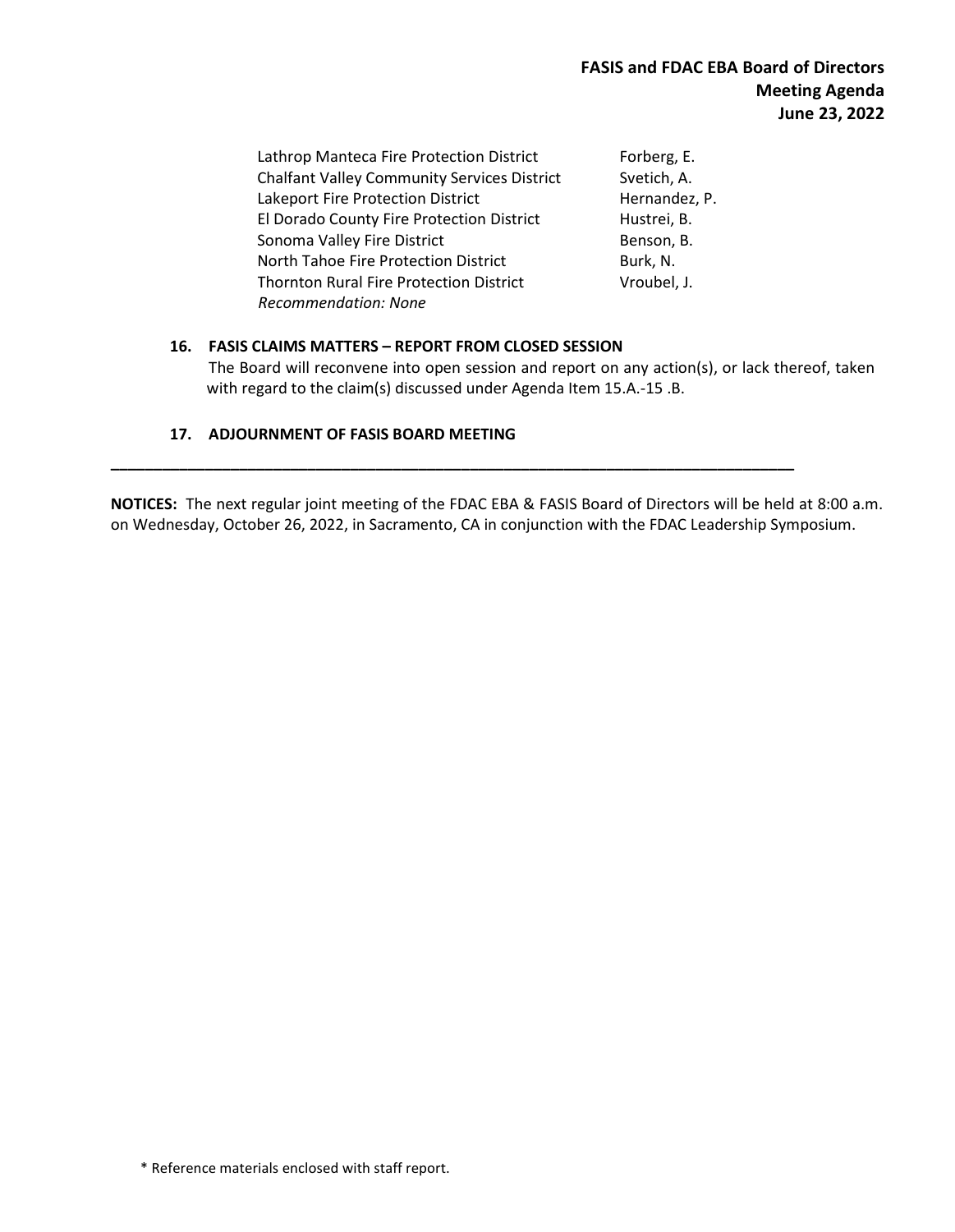| | |
|---|---|
| Lathrop Manteca Fire Protection District | Forberg, E. |
| Chalfant Valley Community Services District | Svetich, A. |
| Lakeport Fire Protection District | Hernandez, P. |
| El Dorado County Fire Protection District | Hustrei, B. |
| Sonoma Valley Fire District | Benson, B. |
| North Tahoe Fire Protection District | Burk, N. |
| Thornton Rural Fire Protection District | Vroubel, J. |

*Recommendation: None*

**16. FASIS CLAIMS MATTERS – REPORT FROM CLOSED SESSION**

The Board will reconvene into open session and report on any action(s), or lack thereof, taken with regard to the claim(s) discussed under Agenda Item 15.A.-15 .B.

**17. ADJOURNMENT OF FASIS BOARD MEETING**

---

**NOTICES:** The next regular joint meeting of the FDAC EBA & FASIS Board of Directors will be held at 8:00 a.m. on Wednesday, October 26, 2022, in Sacramento, CA in conjunction with the FDAC Leadership Symposium.

* Reference materials enclosed with staff report.